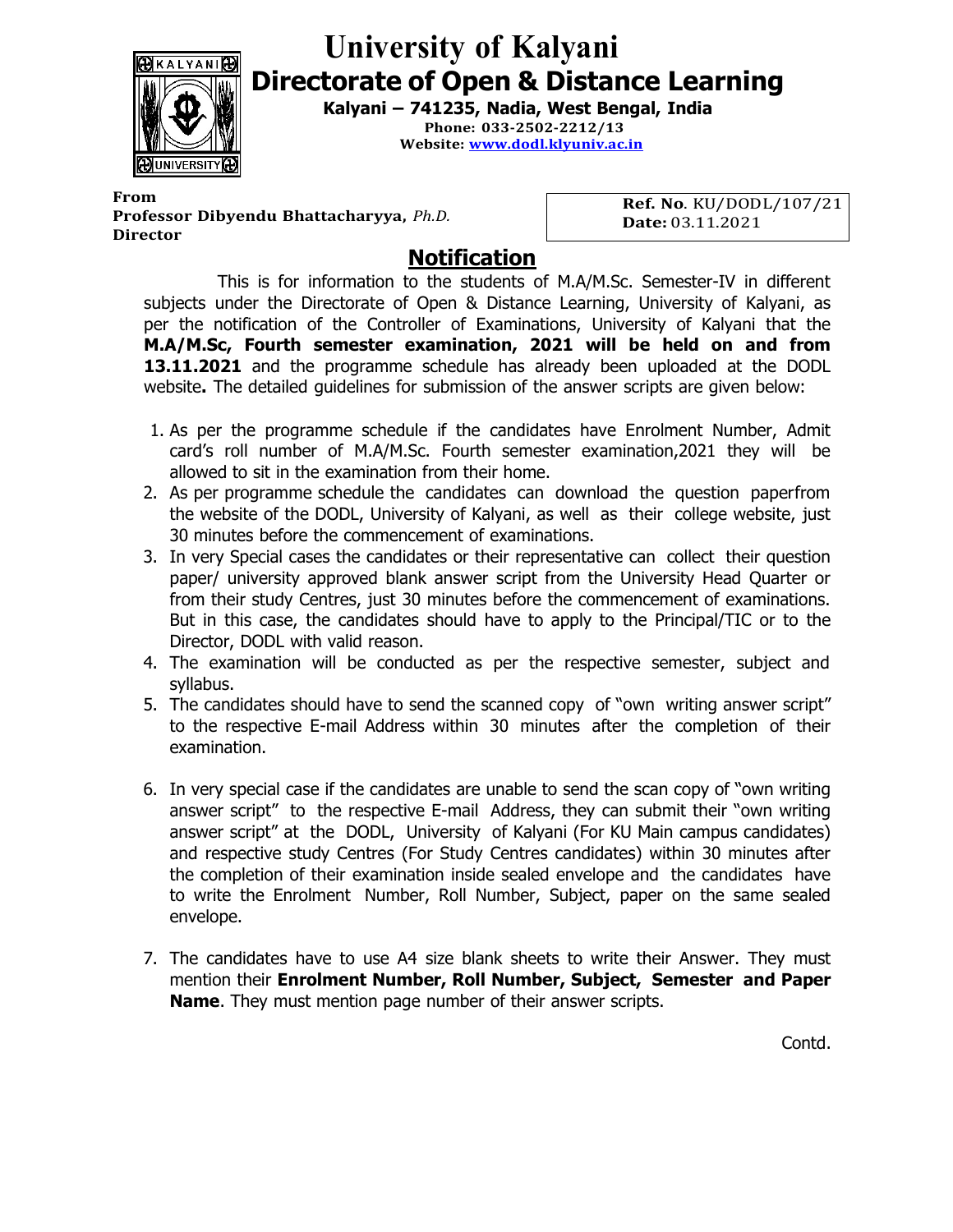# University of Kalyani

## Directorate of Open & Distance Learning

**Kalyani – 741235, Nadia, West Bengal, India**

**Phone: 033-2502-2212/13**

**Website: www.dodl.klyuniv.ac.in**

**From**
**Professor Dibyendu Bhattacharyya,** *Ph.D.*
**Director**

**Ref. No**. KU/DODL/107/21
**Date:** 03.11.2021

## Notification

This is for information to the students of M.A/M.Sc. Semester-IV in different subjects under the Directorate of Open & Distance Learning, University of Kalyani, as per the notification of the Controller of Examinations, University of Kalyani that the **M.A/M.Sc, Fourth semester examination, 2021 will be held on and from 13.11.2021** and the programme schedule has already been uploaded at the DODL website**.** The detailed guidelines for submission of the answer scripts are given below:

1. As per the programme schedule if the candidates have Enrolment Number, Admit card's roll number of M.A/M.Sc. Fourth semester examination,2021 they will be allowed to sit in the examination from their home.
2. As per programme schedule the candidates can download the question paperfrom the website of the DODL, University of Kalyani, as well as their college website, just 30 minutes before the commencement of examinations.
3. In very Special cases the candidates or their representative can collect their question paper/ university approved blank answer script from the University Head Quarter or from their study Centres, just 30 minutes before the commencement of examinations. But in this case, the candidates should have to apply to the Principal/TIC or to the Director, DODL with valid reason.
4. The examination will be conducted as per the respective semester, subject and syllabus.
5. The candidates should have to send the scanned copy of "own writing answer script" to the respective E-mail Address within 30 minutes after the completion of their examination.
6. In very special case if the candidates are unable to send the scan copy of "own writing answer script" to the respective E-mail Address, they can submit their "own writing answer script" at the DODL, University of Kalyani (For KU Main campus candidates) and respective study Centres (For Study Centres candidates) within 30 minutes after the completion of their examination inside sealed envelope and the candidates have to write the Enrolment Number, Roll Number, Subject, paper on the same sealed envelope.
7. The candidates have to use A4 size blank sheets to write their Answer. They must mention their **Enrolment Number, Roll Number, Subject, Semester and Paper Name**. They must mention page number of their answer scripts.

Contd.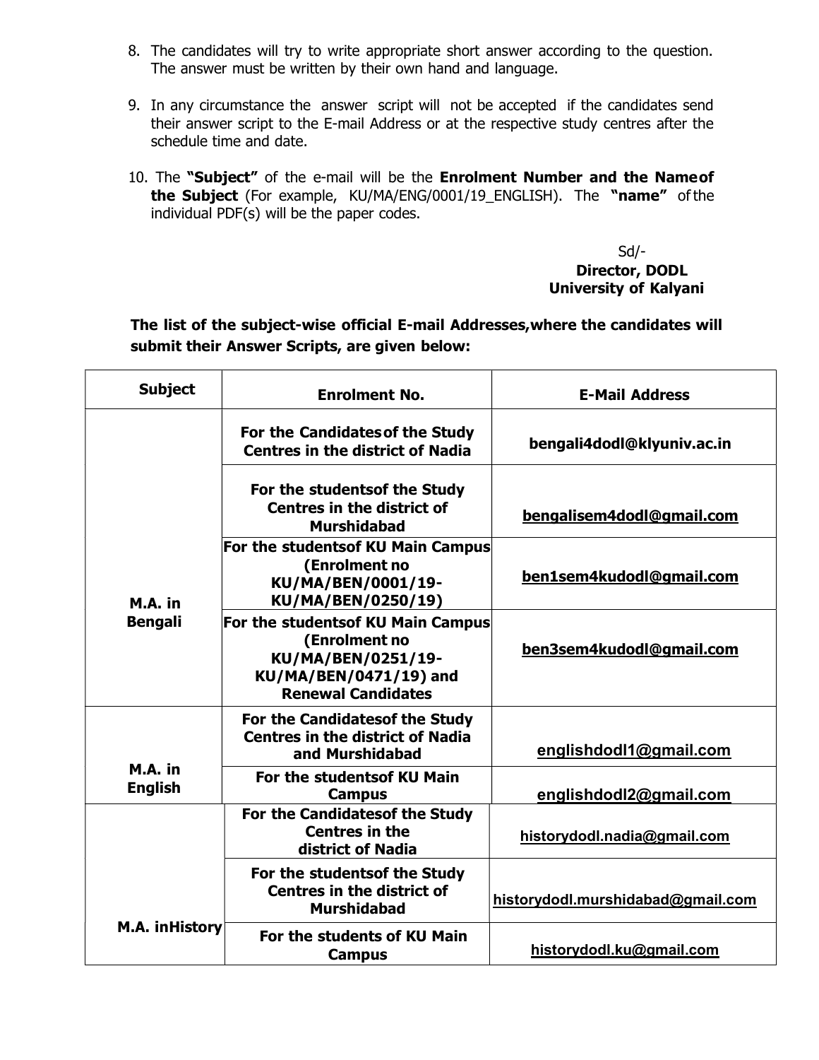8. The candidates will try to write appropriate short answer according to the question. The answer must be written by their own hand and language.

9. In any circumstance the answer script will not be accepted if the candidates send their answer script to the E-mail Address or at the respective study centres after the schedule time and date.

10. The **"Subject"** of the e-mail will be the **Enrolment Number and the Name of the Subject** (For example, KU/MA/ENG/0001/19_ENGLISH). The **"name"** of the individual PDF(s) will be the paper codes.

Sd/-
**Director, DODL**
**University of Kalyani**

**The list of the subject-wise official E-mail Addresses, where the candidates will submit their Answer Scripts, are given below:**

| Subject | Enrolment No. | E-Mail Address |
|---|---|---|
| M.A. in Bengali | For the Candidates of the Study Centres in the district of Nadia | bengali4dodl@klyuniv.ac.in |
| | For the students of the Study Centres in the district of Murshidabad | bengalisem4dodl@gmail.com |
| | For the students of KU Main Campus (Enrolment no KU/MA/BEN/0001/19-KU/MA/BEN/0250/19) | ben1sem4kudodl@gmail.com |
| | For the students of KU Main Campus (Enrolment no KU/MA/BEN/0251/19-KU/MA/BEN/0471/19) and Renewal Candidates | ben3sem4kudodl@gmail.com |
| M.A. in English | For the Candidates of the Study Centres in the district of Nadia and Murshidabad | englishdodl1@gmail.com |
| | For the students of KU Main Campus | englishdodl2@gmail.com |
| M.A. in History | For the Candidates of the Study Centres in the district of Nadia | historydodl.nadia@gmail.com |
| | For the students of the Study Centres in the district of Murshidabad | historydodl.murshidabad@gmail.com |
| | For the students of KU Main Campus | historydodl.ku@gmail.com |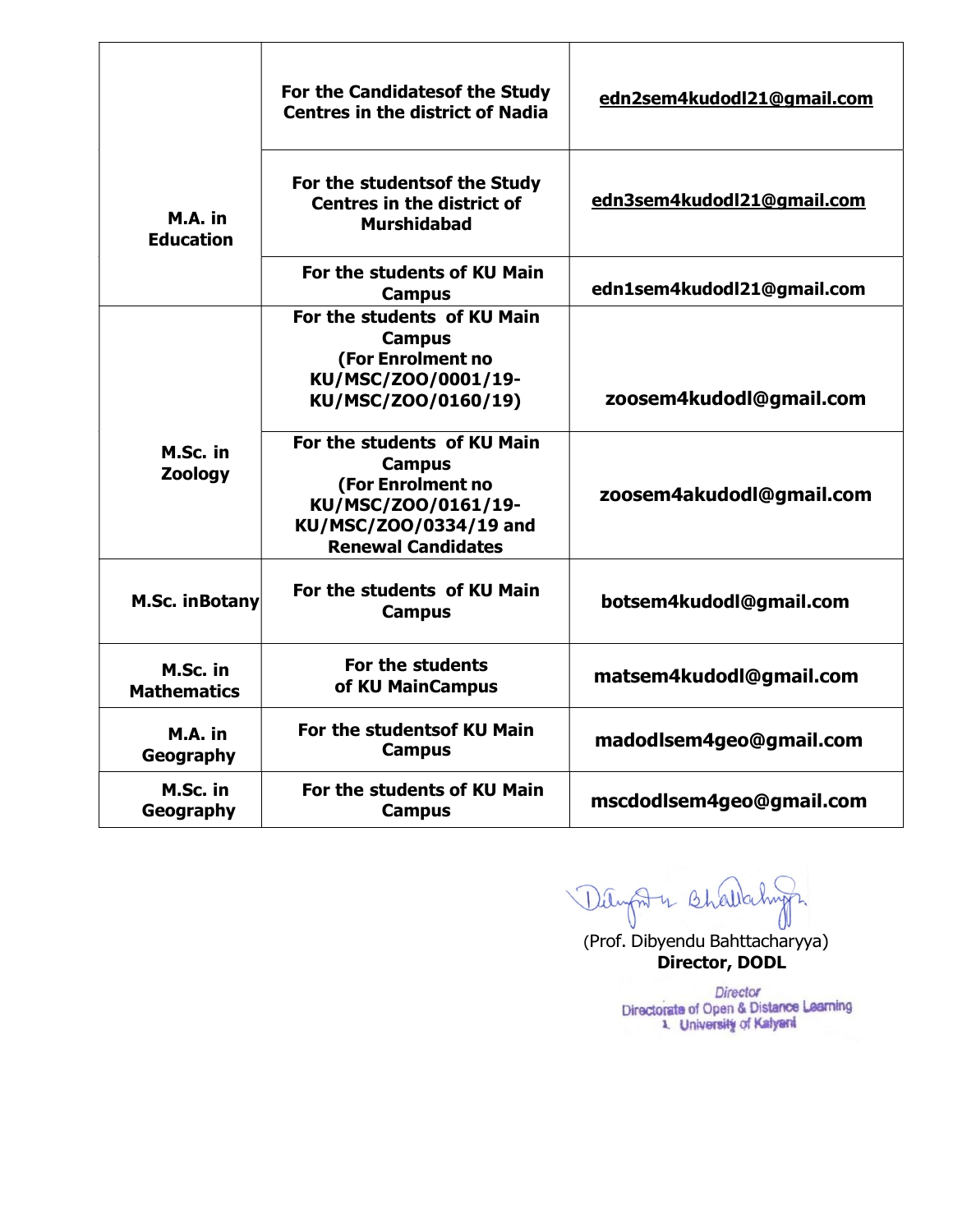| | | |
|---|---|---|
| **M.A. in Education** | **For the Candidatesof the Study Centres in the district of Nadia** | **edn2sem4kudodl21@gmail.com** |
| | **For the studentsof the Study Centres in the district of Murshidabad** | **edn3sem4kudodl21@gmail.com** |
| | **For the students of KU Main Campus** | **edn1sem4kudodl21@gmail.com** |
| **M.Sc. in Zoology** | **For the students of KU Main Campus (For Enrolment no KU/MSC/ZOO/0001/19- KU/MSC/ZOO/0160/19)** | **zoosem4kudodl@gmail.com** |
| | **For the students of KU Main Campus (For Enrolment no KU/MSC/ZOO/0161/19- KU/MSC/ZOO/0334/19 and Renewal Candidates** | **zoosem4akudodl@gmail.com** |
| **M.Sc. inBotany** | **For the students of KU Main Campus** | **botsem4kudodl@gmail.com** |
| **M.Sc. in Mathematics** | **For the students of KU MainCampus** | **matsem4kudodl@gmail.com** |
| **M.A. in Geography** | **For the studentsof KU Main Campus** | **madodlsem4geo@gmail.com** |
| **M.Sc. in Geography** | **For the students of KU Main Campus** | **mscdodlsem4geo@gmail.com** |

(Prof. Dibyendu Bahttacharyya)
**Director, DODL**

Director
Directorate of Open & Distance Learning
University of Kalyani